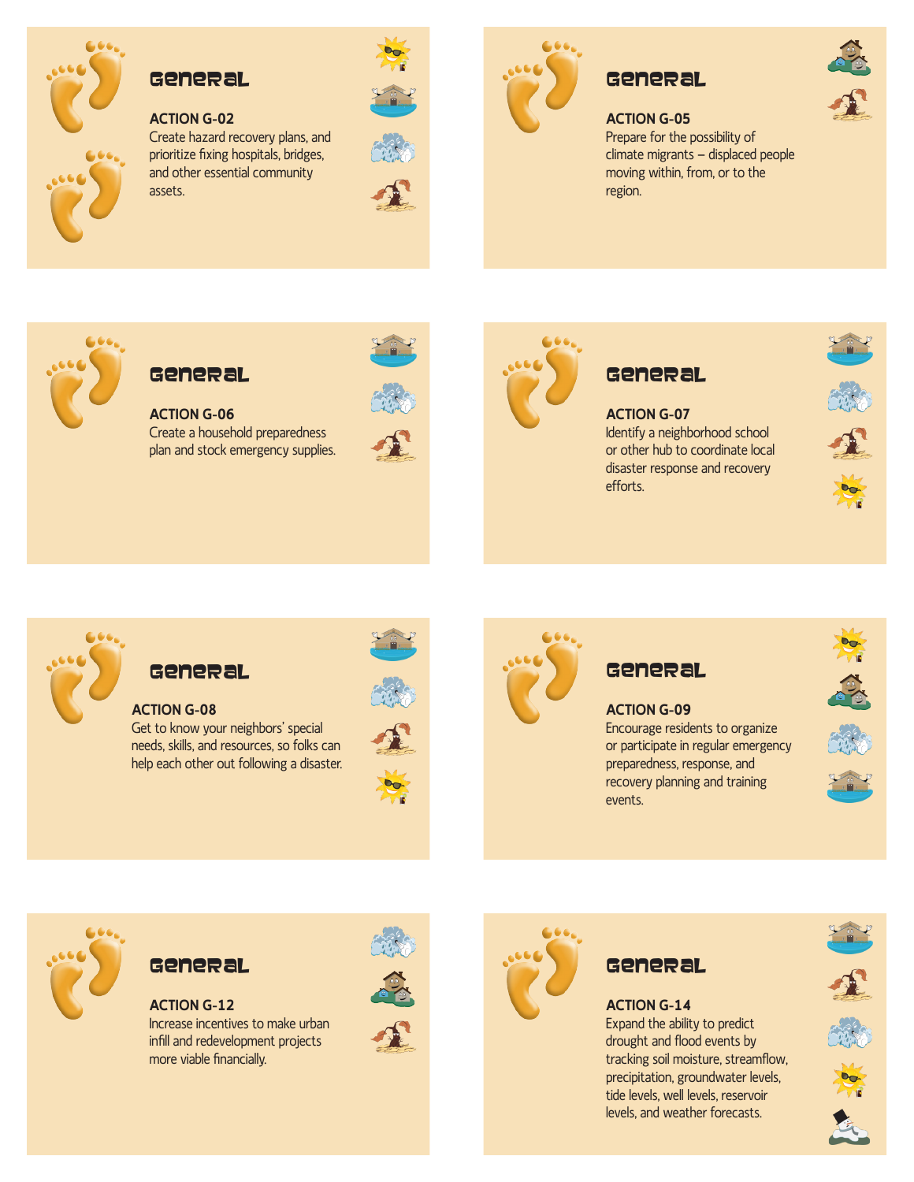## General

**ACTION G-02**
Create hazard recovery plans, and prioritize fixing hospitals, bridges, and other essential community assets.

## General

**ACTION G-05**
Prepare for the possibility of climate migrants – displaced people moving within, from, or to the region.

## General

**ACTION G-06**
Create a household preparedness plan and stock emergency supplies.

## General

**ACTION G-07**
Identify a neighborhood school or other hub to coordinate local disaster response and recovery efforts.

## General

**ACTION G-08**
Get to know your neighbors' special needs, skills, and resources, so folks can help each other out following a disaster.

## General

**ACTION G-09**
Encourage residents to organize or participate in regular emergency preparedness, response, and recovery planning and training events.

## General

**ACTION G-12**
Increase incentives to make urban infill and redevelopment projects more viable financially.

## General

**ACTION G-14**
Expand the ability to predict drought and flood events by tracking soil moisture, streamflow, precipitation, groundwater levels, tide levels, well levels, reservoir levels, and weather forecasts.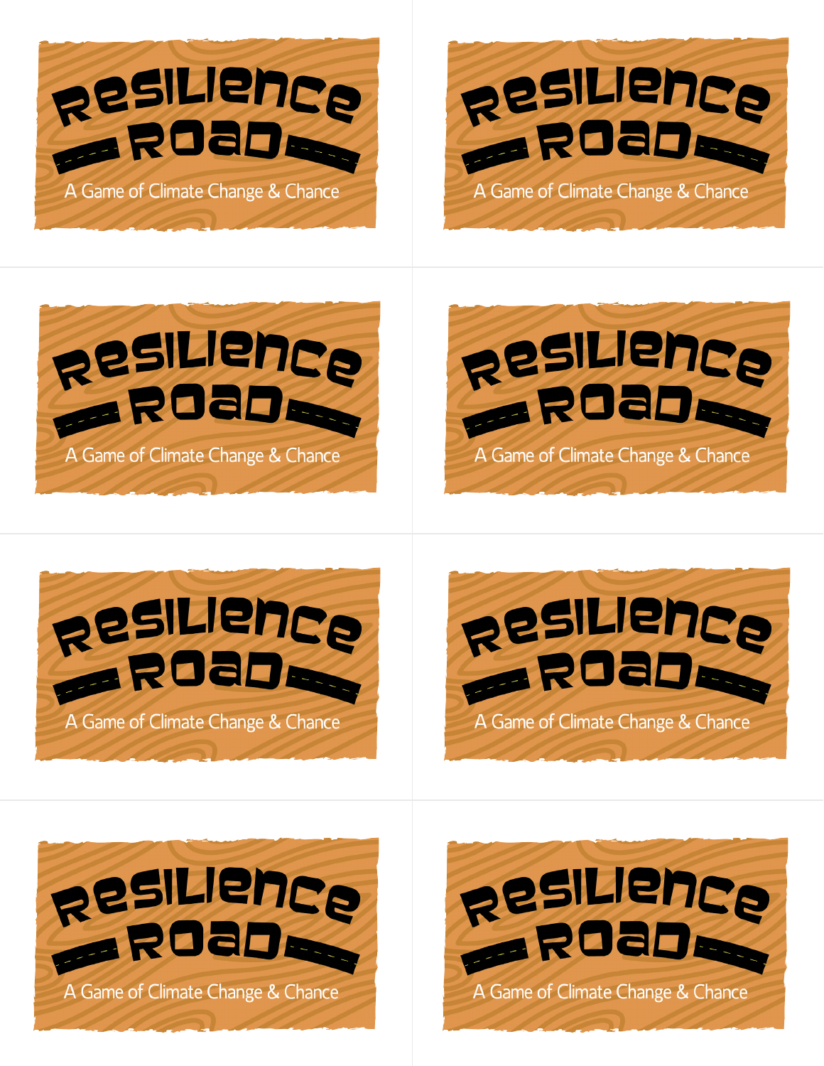# Resilience Road

A Game of Climate Change & Chance

# Resilience Road

A Game of Climate Change & Chance

# Resilience Road

A Game of Climate Change & Chance

# Resilience Road

A Game of Climate Change & Chance

# Resilience Road

A Game of Climate Change & Chance

# Resilience Road

A Game of Climate Change & Chance

# Resilience Road

A Game of Climate Change & Chance

# Resilience Road

A Game of Climate Change & Chance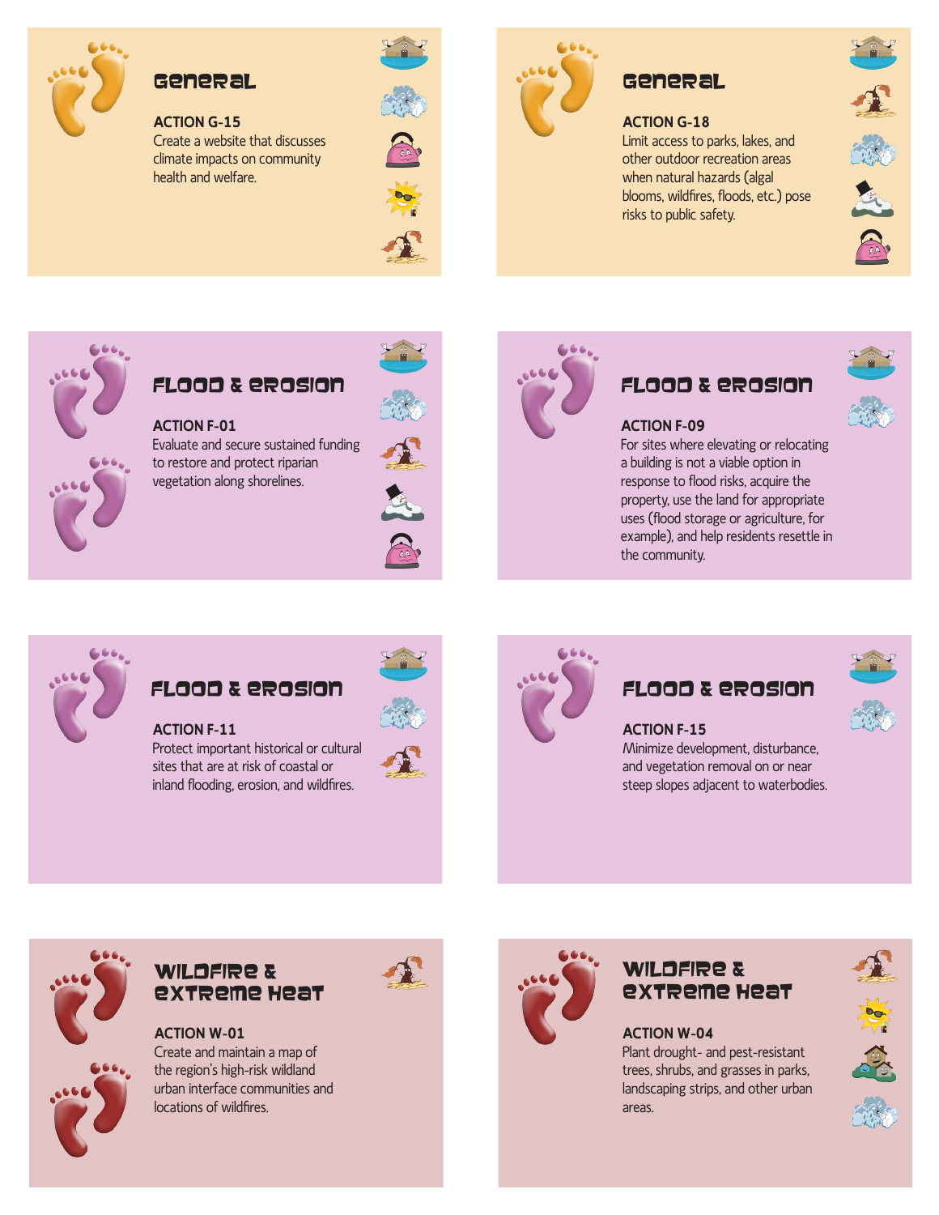## General

**ACTION G-15**
Create a website that discusses climate impacts on community health and welfare.

## General

**ACTION G-18**
Limit access to parks, lakes, and other outdoor recreation areas when natural hazards (algal blooms, wildfires, floods, etc.) pose risks to public safety.

## Flood & Erosion

**ACTION F-01**
Evaluate and secure sustained funding to restore and protect riparian vegetation along shorelines.

## Flood & Erosion

**ACTION F-09**
For sites where elevating or relocating a building is not a viable option in response to flood risks, acquire the property, use the land for appropriate uses (flood storage or agriculture, for example), and help residents resettle in the community.

## Flood & Erosion

**ACTION F-11**
Protect important historical or cultural sites that are at risk of coastal or inland flooding, erosion, and wildfires.

## Flood & Erosion

**ACTION F-15**
Minimize development, disturbance, and vegetation removal on or near steep slopes adjacent to waterbodies.

## Wildfire & Extreme Heat

**ACTION W-01**
Create and maintain a map of the region's high-risk wildland urban interface communities and locations of wildfires.

## Wildfire & Extreme Heat

**ACTION W-04**
Plant drought- and pest-resistant trees, shrubs, and grasses in parks, landscaping strips, and other urban areas.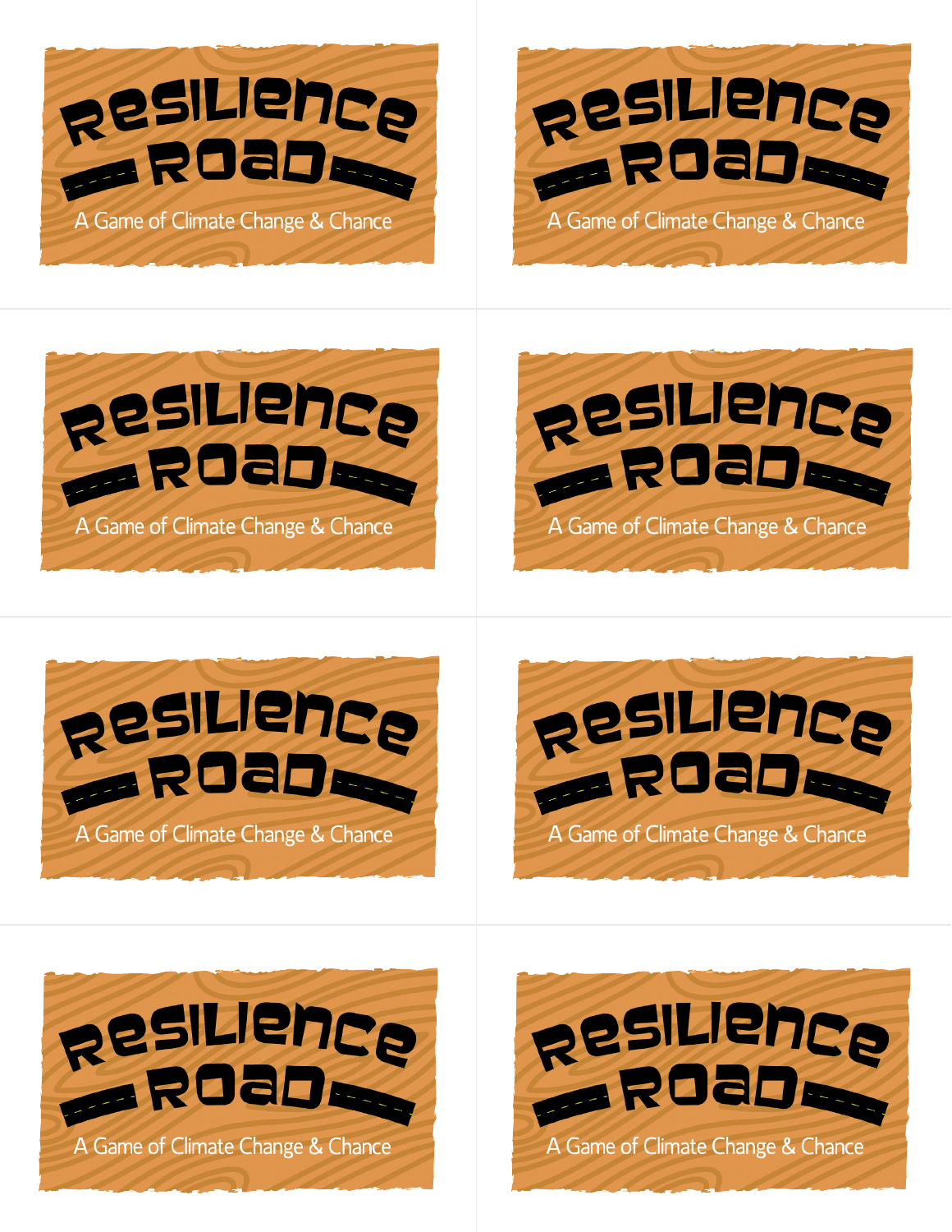RESILIENCE ROAD

A Game of Climate Change & Chance

RESILIENCE ROAD

A Game of Climate Change & Chance

RESILIENCE ROAD

A Game of Climate Change & Chance

RESILIENCE ROAD

A Game of Climate Change & Chance

RESILIENCE ROAD

A Game of Climate Change & Chance

RESILIENCE ROAD

A Game of Climate Change & Chance

RESILIENCE ROAD

A Game of Climate Change & Chance

RESILIENCE ROAD

A Game of Climate Change & Chance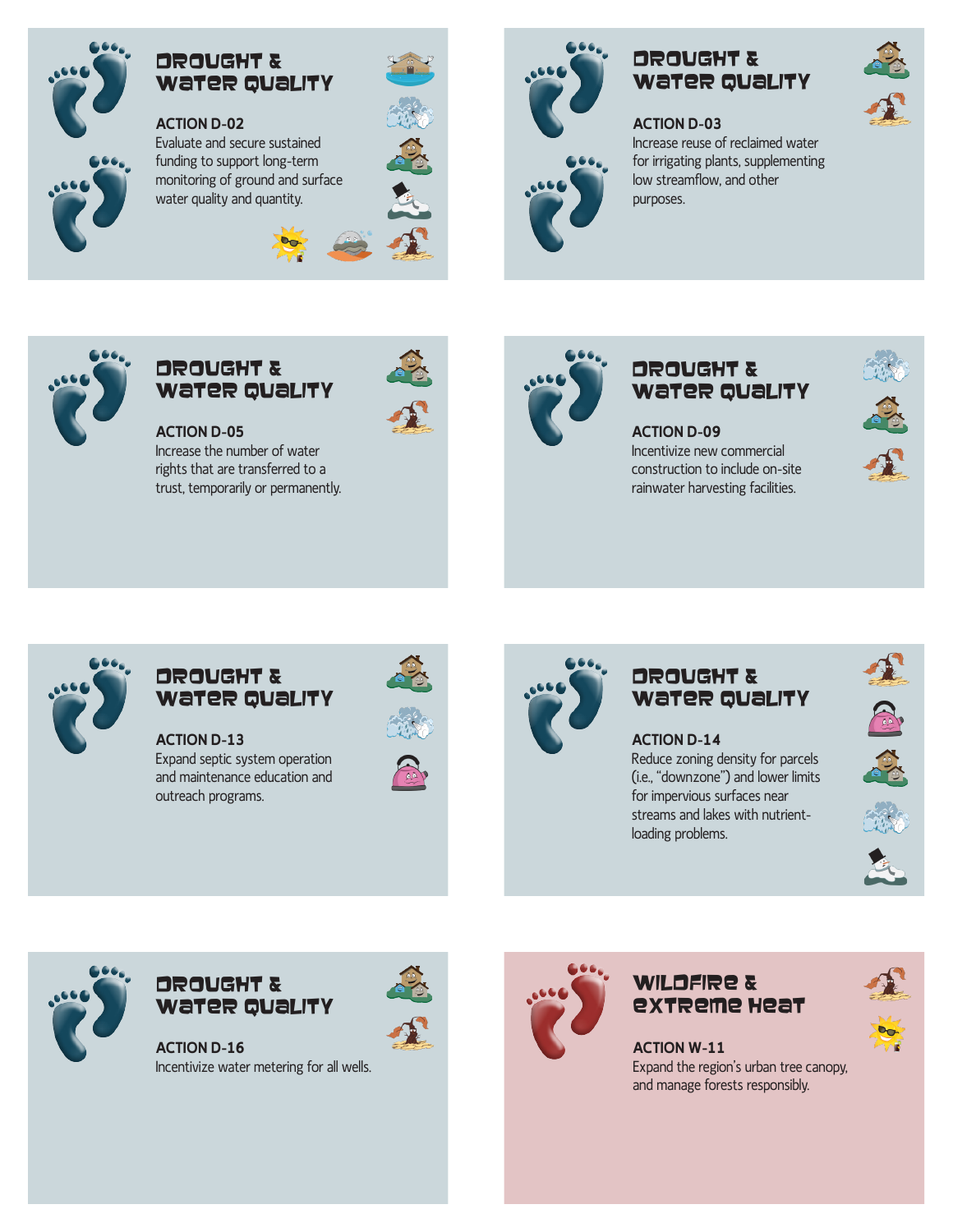## Drought & Water Quality

**ACTION D-02**
Evaluate and secure sustained funding to support long-term monitoring of ground and surface water quality and quantity.

## Drought & Water Quality

**ACTION D-03**
Increase reuse of reclaimed water for irrigating plants, supplementing low streamflow, and other purposes.

## Drought & Water Quality

**ACTION D-05**
Increase the number of water rights that are transferred to a trust, temporarily or permanently.

## Drought & Water Quality

**ACTION D-09**
Incentivize new commercial construction to include on-site rainwater harvesting facilities.

## Drought & Water Quality

**ACTION D-13**
Expand septic system operation and maintenance education and outreach programs.

## Drought & Water Quality

**ACTION D-14**
Reduce zoning density for parcels (i.e., "downzone") and lower limits for impervious surfaces near streams and lakes with nutrient-loading problems.

## Drought & Water Quality

**ACTION D-16**
Incentivize water metering for all wells.

## Wildfire & Extreme Heat

**ACTION W-11**
Expand the region's urban tree canopy, and manage forests responsibly.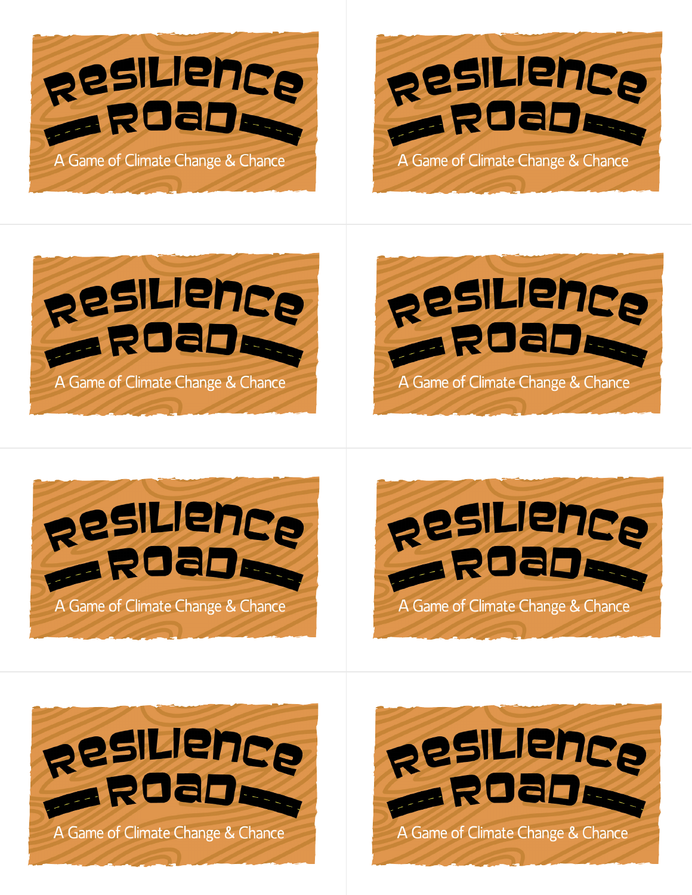RESILIENCE ROAD

A Game of Climate Change & Chance

RESILIENCE ROAD

A Game of Climate Change & Chance

RESILIENCE ROAD

A Game of Climate Change & Chance

RESILIENCE ROAD

A Game of Climate Change & Chance

RESILIENCE ROAD

A Game of Climate Change & Chance

RESILIENCE ROAD

A Game of Climate Change & Chance

RESILIENCE ROAD

A Game of Climate Change & Chance

RESILIENCE ROAD

A Game of Climate Change & Chance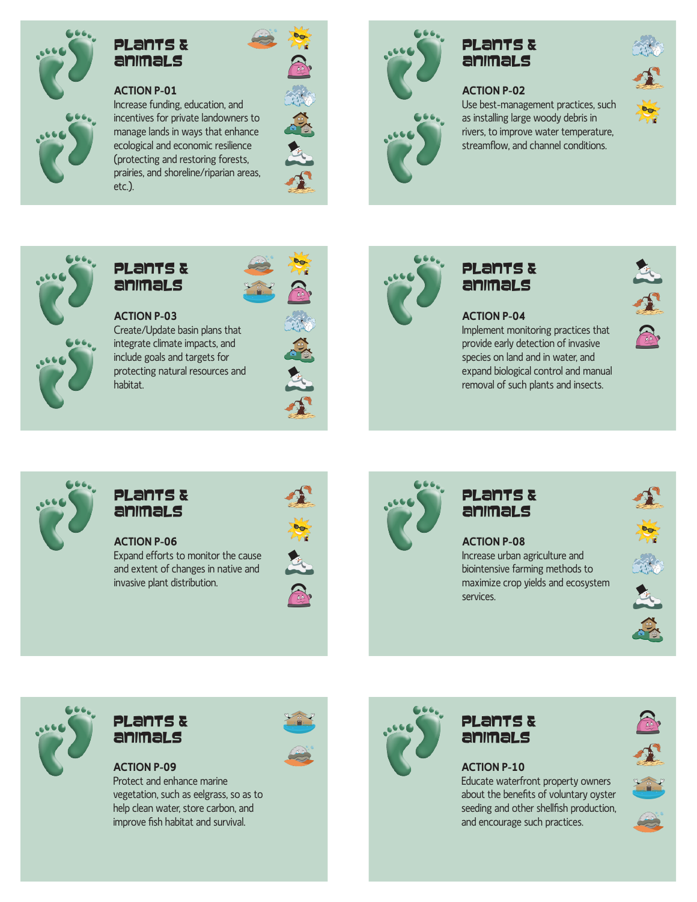## Plants & animals

**ACTION P-01**

Increase funding, education, and incentives for private landowners to manage lands in ways that enhance ecological and economic resilience (protecting and restoring forests, prairies, and shoreline/riparian areas, etc.).

## Plants & animals

**ACTION P-02**

Use best-management practices, such as installing large woody debris in rivers, to improve water temperature, streamflow, and channel conditions.

## Plants & animals

**ACTION P-03**

Create/Update basin plans that integrate climate impacts, and include goals and targets for protecting natural resources and habitat.

## Plants & animals

**ACTION P-04**

Implement monitoring practices that provide early detection of invasive species on land and in water, and expand biological control and manual removal of such plants and insects.

## Plants & animals

**ACTION P-06**

Expand efforts to monitor the cause and extent of changes in native and invasive plant distribution.

## Plants & animals

**ACTION P-08**

Increase urban agriculture and biointensive farming methods to maximize crop yields and ecosystem services.

## Plants & animals

**ACTION P-09**

Protect and enhance marine vegetation, such as eelgrass, so as to help clean water, store carbon, and improve fish habitat and survival.

## Plants & animals

**ACTION P-10**

Educate waterfront property owners about the benefits of voluntary oyster seeding and other shellfish production, and encourage such practices.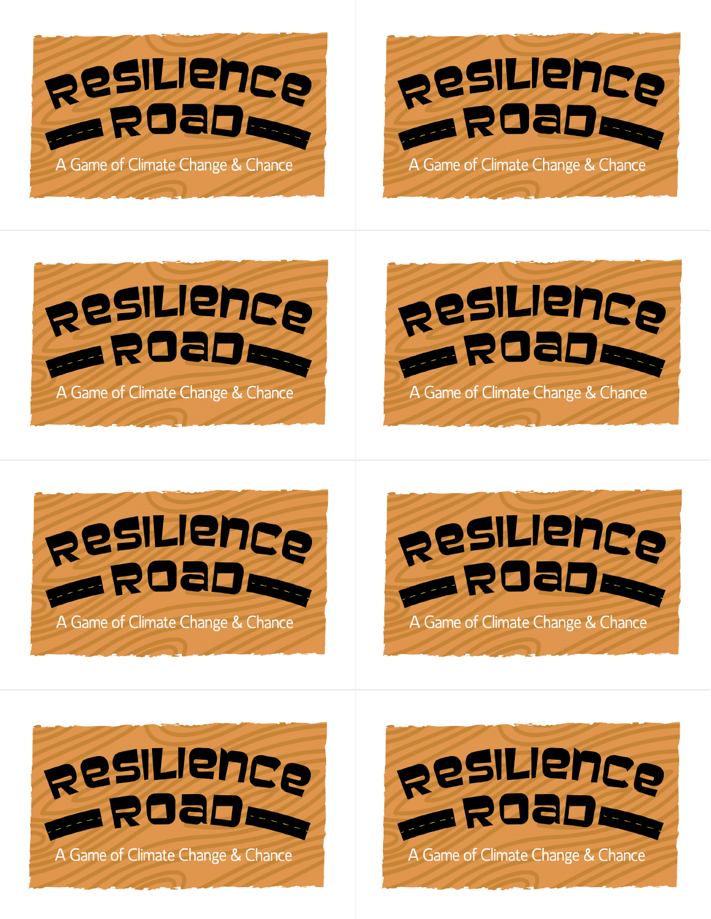# RESILIENCE ROAD

A Game of Climate Change & Chance

# RESILIENCE ROAD

A Game of Climate Change & Chance

# RESILIENCE ROAD

A Game of Climate Change & Chance

# RESILIENCE ROAD

A Game of Climate Change & Chance

# RESILIENCE ROAD

A Game of Climate Change & Chance

# RESILIENCE ROAD

A Game of Climate Change & Chance

# RESILIENCE ROAD

A Game of Climate Change & Chance

# RESILIENCE ROAD

A Game of Climate Change & Chance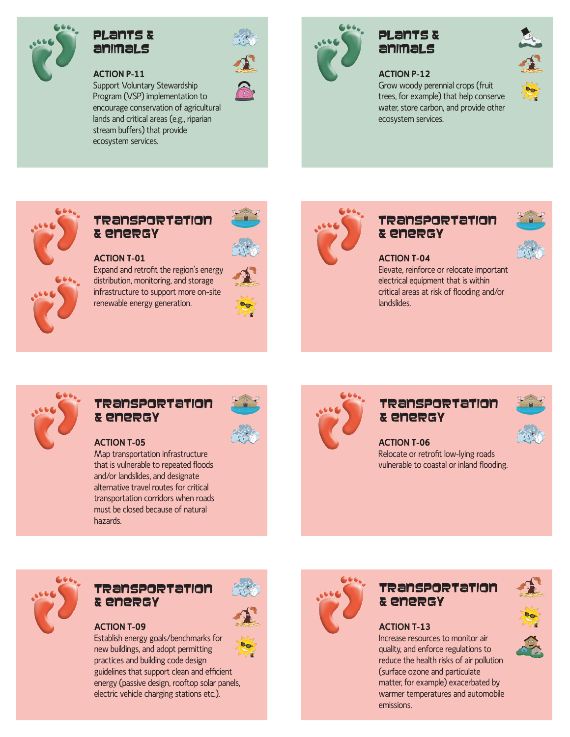## Plants & animals

### ACTION P-11

Support Voluntary Stewardship Program (VSP) implementation to encourage conservation of agricultural lands and critical areas (e.g., riparian stream buffers) that provide ecosystem services.

## Plants & animals

### ACTION P-12

Grow woody perennial crops (fruit trees, for example) that help conserve water, store carbon, and provide other ecosystem services.

## Transportation & energy

### ACTION T-01

Expand and retrofit the region's energy distribution, monitoring, and storage infrastructure to support more on-site renewable energy generation.

## Transportation & energy

### ACTION T-04

Elevate, reinforce or relocate important electrical equipment that is within critical areas at risk of flooding and/or landslides.

## Transportation & energy

### ACTION T-05

Map transportation infrastructure that is vulnerable to repeated floods and/or landslides, and designate alternative travel routes for critical transportation corridors when roads must be closed because of natural hazards.

## Transportation & energy

### ACTION T-06

Relocate or retrofit low-lying roads vulnerable to coastal or inland flooding.

## Transportation & energy

### ACTION T-09

Establish energy goals/benchmarks for new buildings, and adopt permitting practices and building code design guidelines that support clean and efficient energy (passive design, rooftop solar panels, electric vehicle charging stations etc.).

## Transportation & energy

### ACTION T-13

Increase resources to monitor air quality, and enforce regulations to reduce the health risks of air pollution (surface ozone and particulate matter, for example) exacerbated by warmer temperatures and automobile emissions.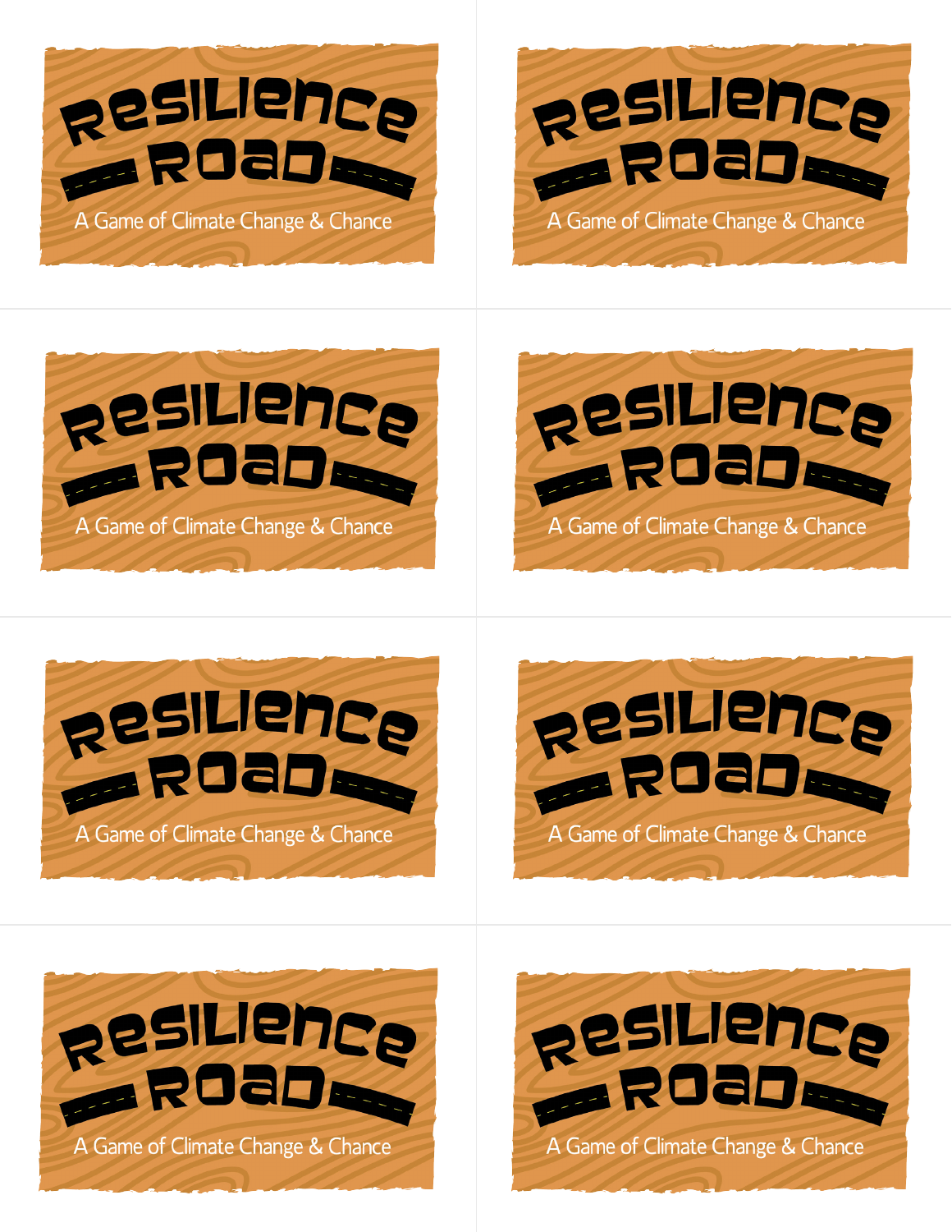RESILIENCE ROAD

A Game of Climate Change & Chance

RESILIENCE ROAD

A Game of Climate Change & Chance

RESILIENCE ROAD

A Game of Climate Change & Chance

RESILIENCE ROAD

A Game of Climate Change & Chance

RESILIENCE ROAD

A Game of Climate Change & Chance

RESILIENCE ROAD

A Game of Climate Change & Chance

RESILIENCE ROAD

A Game of Climate Change & Chance

RESILIENCE ROAD

A Game of Climate Change & Chance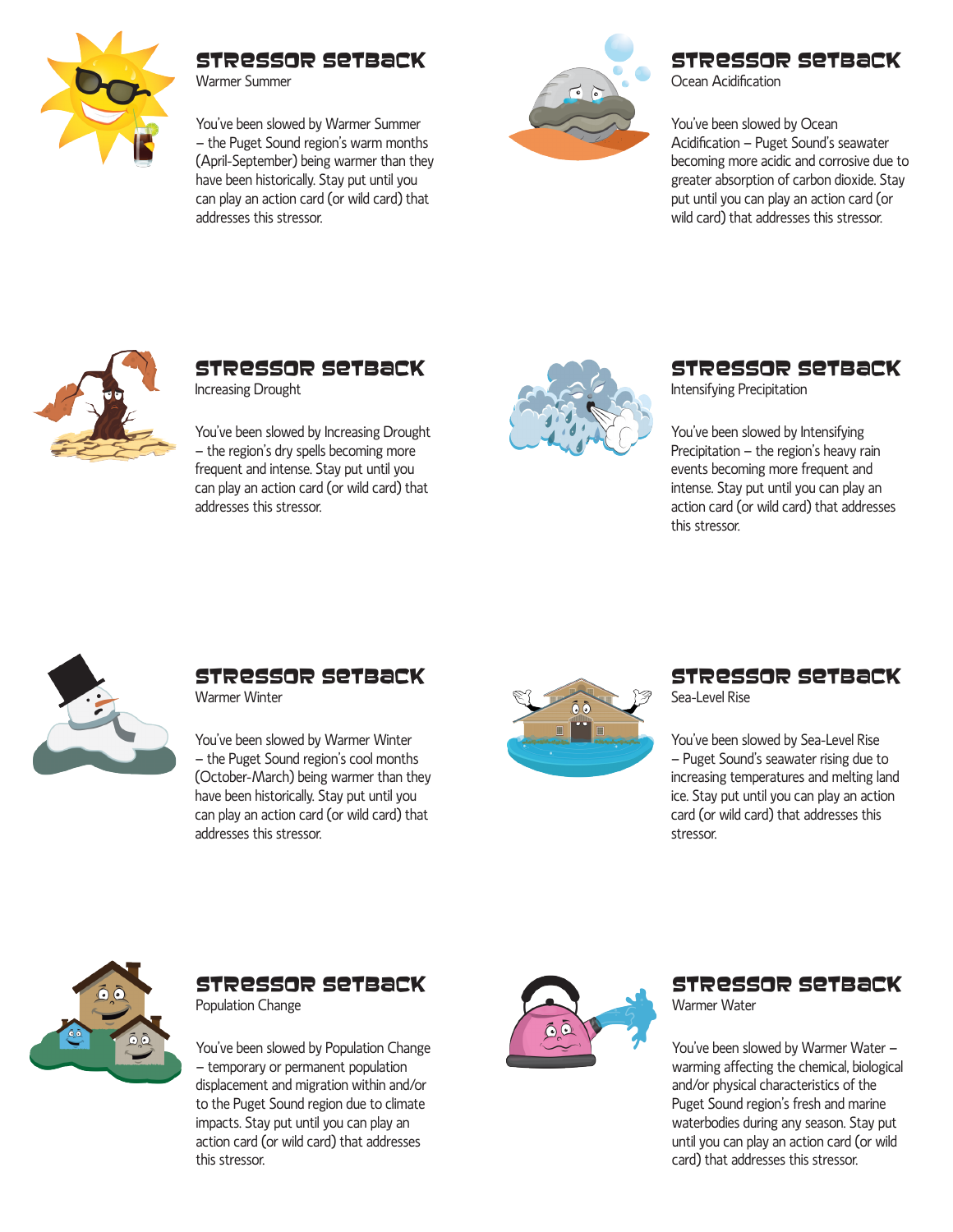## STRESSOR SETBACK

Warmer Summer

You've been slowed by Warmer Summer – the Puget Sound region's warm months (April-September) being warmer than they have been historically. Stay put until you can play an action card (or wild card) that addresses this stressor.

## STRESSOR SETBACK

Ocean Acidification

You've been slowed by Ocean Acidification – Puget Sound's seawater becoming more acidic and corrosive due to greater absorption of carbon dioxide. Stay put until you can play an action card (or wild card) that addresses this stressor.

## STRESSOR SETBACK

Increasing Drought

You've been slowed by Increasing Drought – the region's dry spells becoming more frequent and intense. Stay put until you can play an action card (or wild card) that addresses this stressor.

## STRESSOR SETBACK

Intensifying Precipitation

You've been slowed by Intensifying Precipitation – the region's heavy rain events becoming more frequent and intense. Stay put until you can play an action card (or wild card) that addresses this stressor.

## STRESSOR SETBACK

Warmer Winter

You've been slowed by Warmer Winter – the Puget Sound region's cool months (October-March) being warmer than they have been historically. Stay put until you can play an action card (or wild card) that addresses this stressor.

## STRESSOR SETBACK

Sea-Level Rise

You've been slowed by Sea-Level Rise – Puget Sound's seawater rising due to increasing temperatures and melting land ice. Stay put until you can play an action card (or wild card) that addresses this stressor.

## STRESSOR SETBACK

Population Change

You've been slowed by Population Change – temporary or permanent population displacement and migration within and/or to the Puget Sound region due to climate impacts. Stay put until you can play an action card (or wild card) that addresses this stressor.

## STRESSOR SETBACK

Warmer Water

You've been slowed by Warmer Water – warming affecting the chemical, biological and/or physical characteristics of the Puget Sound region's fresh and marine waterbodies during any season. Stay put until you can play an action card (or wild card) that addresses this stressor.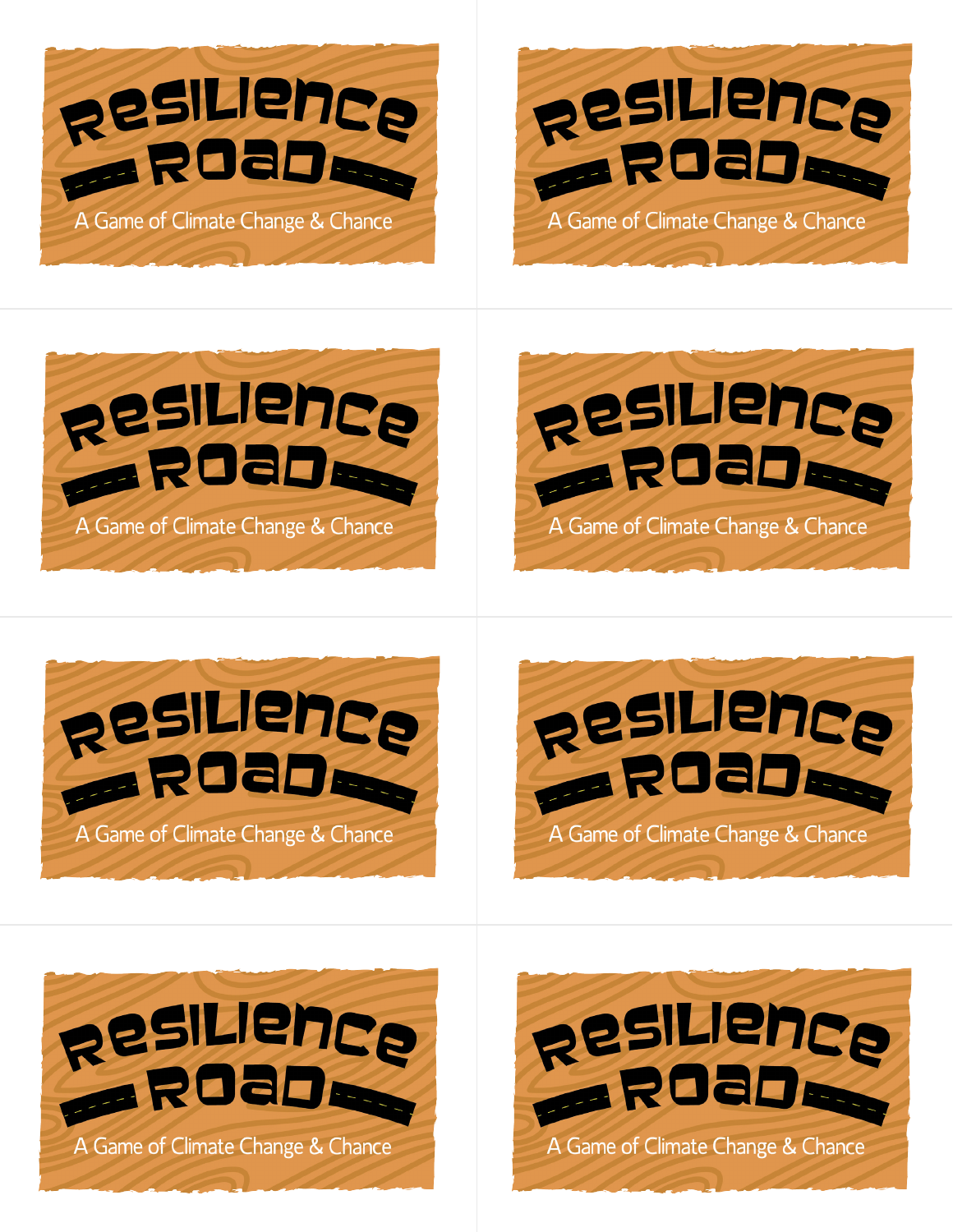RESILIENCE ROAD

A Game of Climate Change & Chance

RESILIENCE ROAD

A Game of Climate Change & Chance

RESILIENCE ROAD

A Game of Climate Change & Chance

RESILIENCE ROAD

A Game of Climate Change & Chance

RESILIENCE ROAD

A Game of Climate Change & Chance

RESILIENCE ROAD

A Game of Climate Change & Chance

RESILIENCE ROAD

A Game of Climate Change & Chance

RESILIENCE ROAD

A Game of Climate Change & Chance